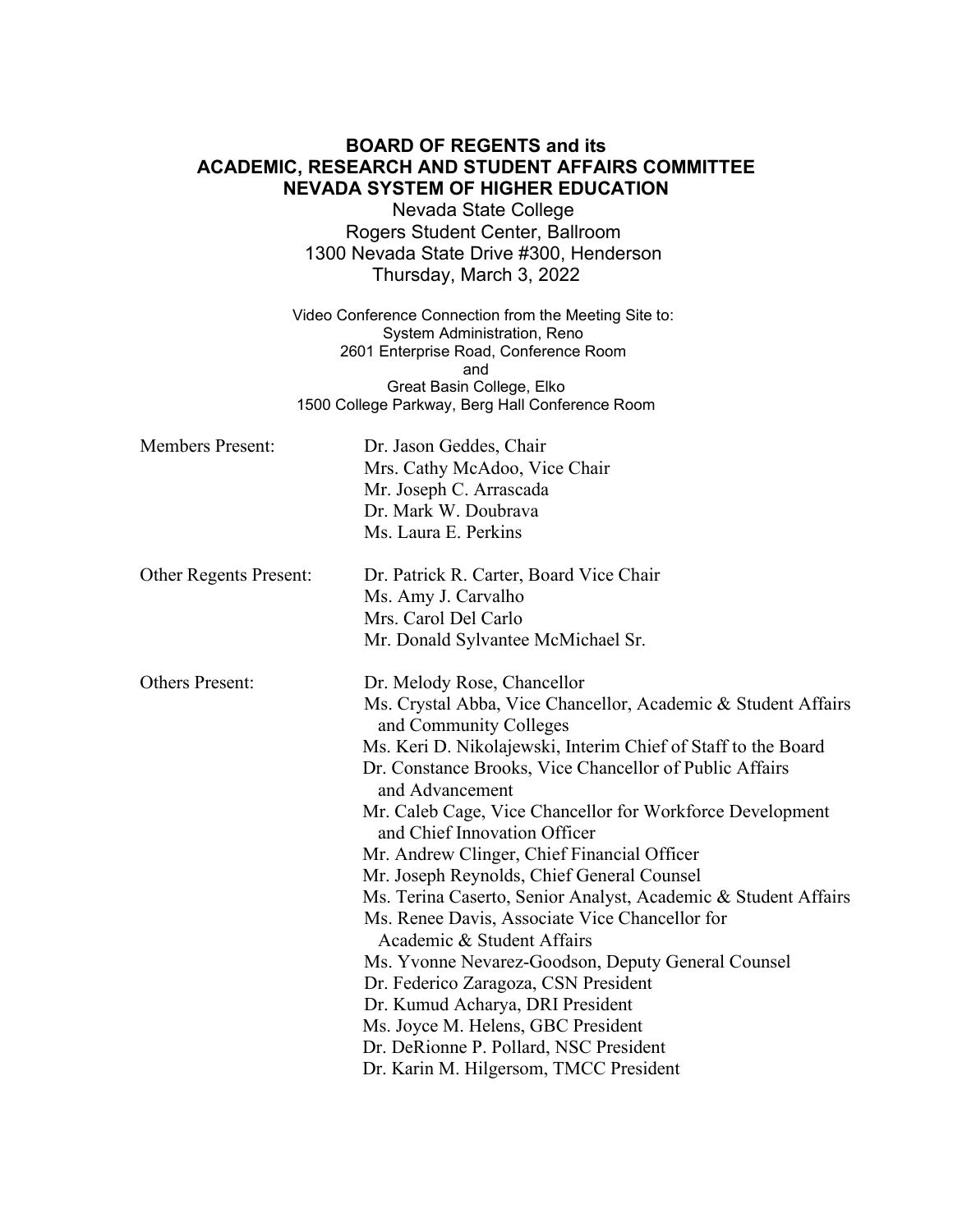**BOARD OF REGENTS and its**
**ACADEMIC, RESEARCH AND STUDENT AFFAIRS COMMITTEE**
**NEVADA SYSTEM OF HIGHER EDUCATION**

Nevada State College
Rogers Student Center, Ballroom
1300 Nevada State Drive #300, Henderson
Thursday, March 3, 2022

Video Conference Connection from the Meeting Site to:
System Administration, Reno
2601 Enterprise Road, Conference Room
and
Great Basin College, Elko
1500 College Parkway, Berg Hall Conference Room

Members Present:
Dr. Jason Geddes, Chair
Mrs. Cathy McAdoo, Vice Chair
Mr. Joseph C. Arrascada
Dr. Mark W. Doubrava
Ms. Laura E. Perkins

Other Regents Present:
Dr. Patrick R. Carter, Board Vice Chair
Ms. Amy J. Carvalho
Mrs. Carol Del Carlo
Mr. Donald Sylvantee McMichael Sr.

Others Present:
Dr. Melody Rose, Chancellor
Ms. Crystal Abba, Vice Chancellor, Academic & Student Affairs and Community Colleges
Ms. Keri D. Nikolajewski, Interim Chief of Staff to the Board
Dr. Constance Brooks, Vice Chancellor of Public Affairs and Advancement
Mr. Caleb Cage, Vice Chancellor for Workforce Development and Chief Innovation Officer
Mr. Andrew Clinger, Chief Financial Officer
Mr. Joseph Reynolds, Chief General Counsel
Ms. Terina Caserto, Senior Analyst, Academic & Student Affairs
Ms. Renee Davis, Associate Vice Chancellor for Academic & Student Affairs
Ms. Yvonne Nevarez-Goodson, Deputy General Counsel
Dr. Federico Zaragoza, CSN President
Dr. Kumud Acharya, DRI President
Ms. Joyce M. Helens, GBC President
Dr. DeRionne P. Pollard, NSC President
Dr. Karin M. Hilgersom, TMCC President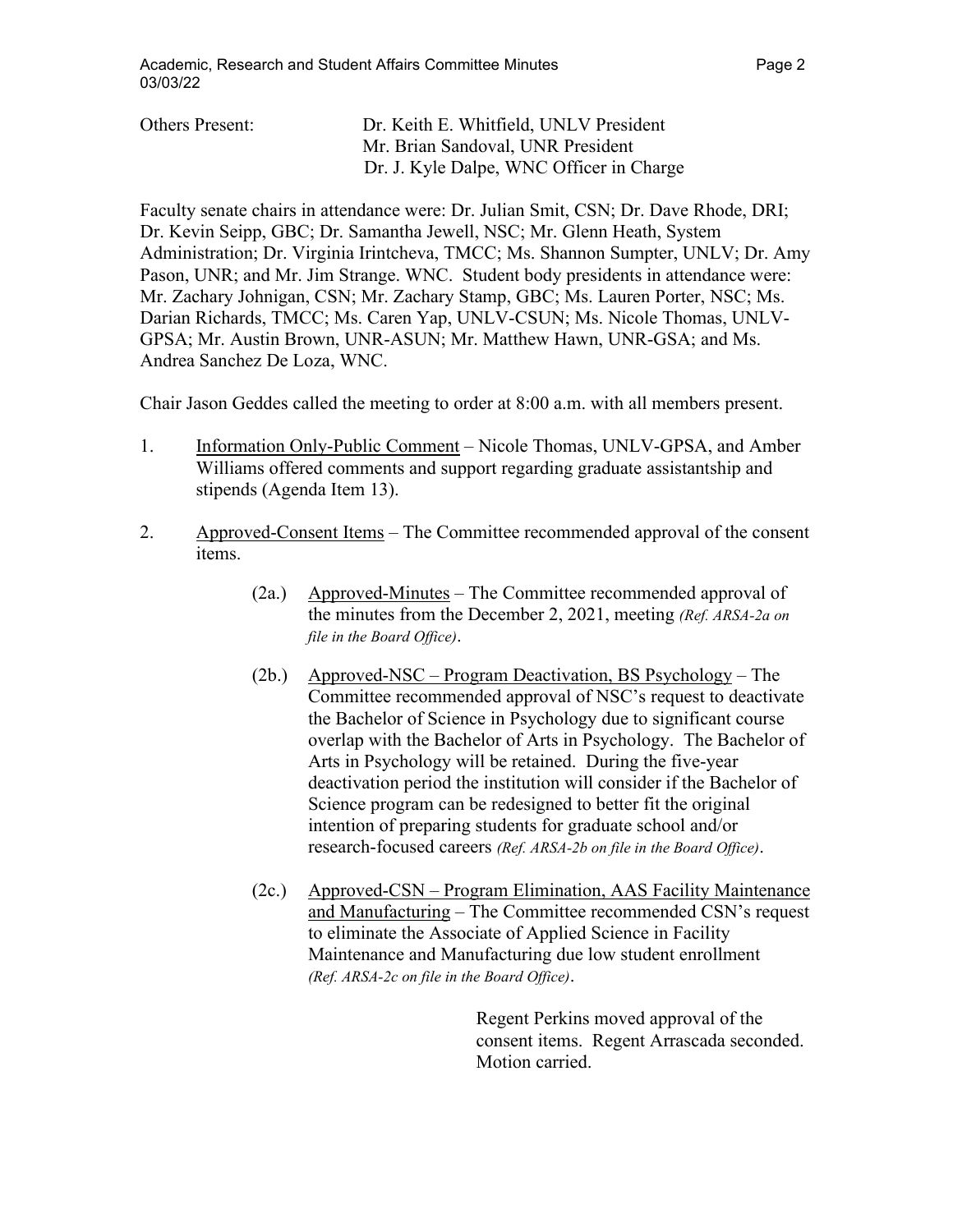Others Present: Dr. Keith E. Whitfield, UNLV President
Mr. Brian Sandoval, UNR President
Dr. J. Kyle Dalpe, WNC Officer in Charge

Faculty senate chairs in attendance were: Dr. Julian Smit, CSN; Dr. Dave Rhode, DRI; Dr. Kevin Seipp, GBC; Dr. Samantha Jewell, NSC; Mr. Glenn Heath, System Administration; Dr. Virginia Irintcheva, TMCC; Ms. Shannon Sumpter, UNLV; Dr. Amy Pason, UNR; and Mr. Jim Strange. WNC. Student body presidents in attendance were: Mr. Zachary Johnigan, CSN; Mr. Zachary Stamp, GBC; Ms. Lauren Porter, NSC; Ms. Darian Richards, TMCC; Ms. Caren Yap, UNLV-CSUN; Ms. Nicole Thomas, UNLV-GPSA; Mr. Austin Brown, UNR-ASUN; Mr. Matthew Hawn, UNR-GSA; and Ms. Andrea Sanchez De Loza, WNC.

Chair Jason Geddes called the meeting to order at 8:00 a.m. with all members present.

1. Information Only-Public Comment – Nicole Thomas, UNLV-GPSA, and Amber Williams offered comments and support regarding graduate assistantship and stipends (Agenda Item 13).

2. Approved-Consent Items – The Committee recommended approval of the consent items.

   (2a.) Approved-Minutes – The Committee recommended approval of the minutes from the December 2, 2021, meeting *(Ref. ARSA-2a on file in the Board Office)*.

   (2b.) Approved-NSC – Program Deactivation, BS Psychology – The Committee recommended approval of NSC's request to deactivate the Bachelor of Science in Psychology due to significant course overlap with the Bachelor of Arts in Psychology. The Bachelor of Arts in Psychology will be retained. During the five-year deactivation period the institution will consider if the Bachelor of Science program can be redesigned to better fit the original intention of preparing students for graduate school and/or research-focused careers *(Ref. ARSA-2b on file in the Board Office)*.

   (2c.) Approved-CSN – Program Elimination, AAS Facility Maintenance and Manufacturing – The Committee recommended CSN's request to eliminate the Associate of Applied Science in Facility Maintenance and Manufacturing due low student enrollment *(Ref. ARSA-2c on file in the Board Office)*.

   Regent Perkins moved approval of the consent items. Regent Arrascada seconded. Motion carried.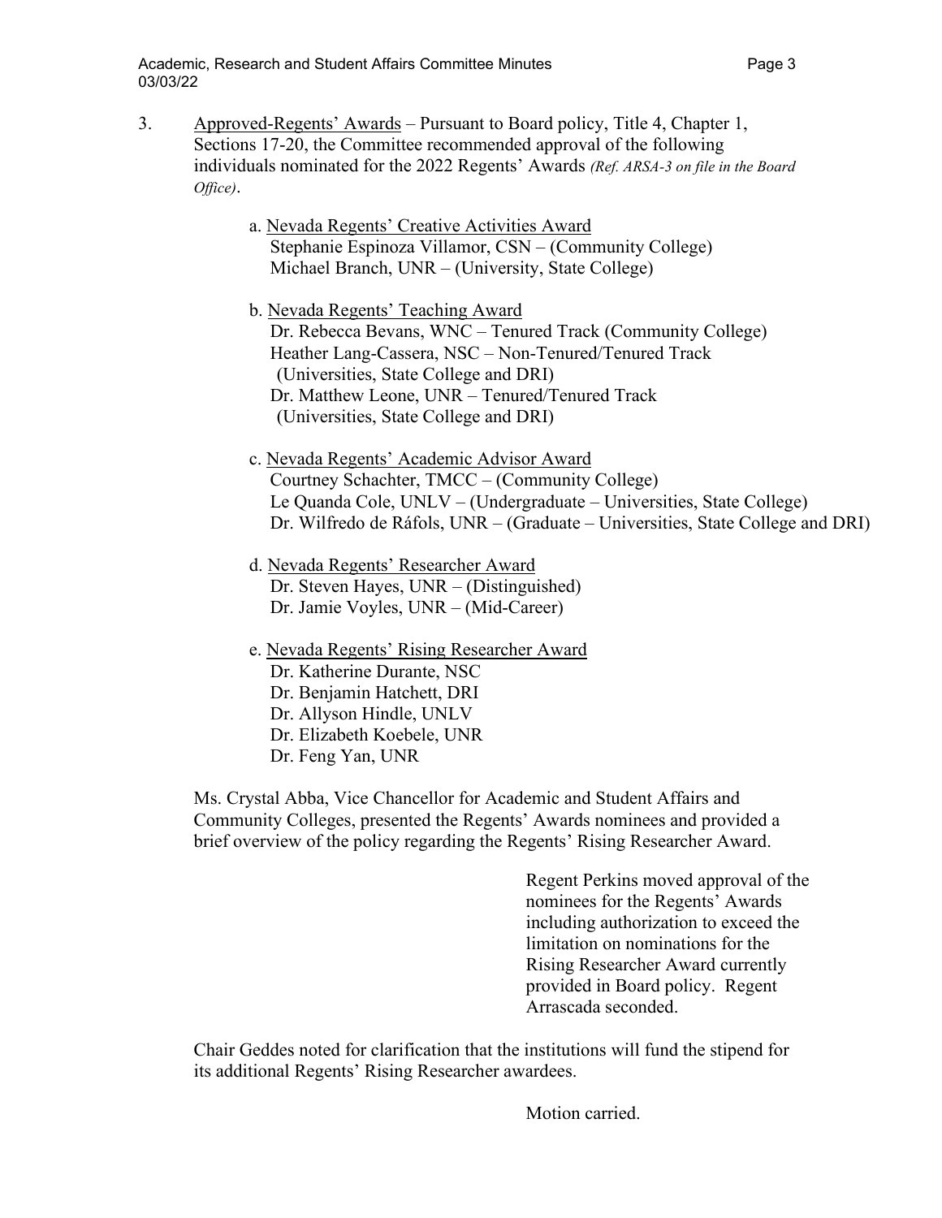3. Approved-Regents' Awards – Pursuant to Board policy, Title 4, Chapter 1, Sections 17-20, the Committee recommended approval of the following individuals nominated for the 2022 Regents' Awards *(Ref. ARSA-3 on file in the Board Office)*.

   a. Nevada Regents' Creative Activities Award
      Stephanie Espinoza Villamor, CSN – (Community College)
      Michael Branch, UNR – (University, State College)

   b. Nevada Regents' Teaching Award
      Dr. Rebecca Bevans, WNC – Tenured Track (Community College)
      Heather Lang-Cassera, NSC – Non-Tenured/Tenured Track (Universities, State College and DRI)
      Dr. Matthew Leone, UNR – Tenured/Tenured Track (Universities, State College and DRI)

   c. Nevada Regents' Academic Advisor Award
      Courtney Schachter, TMCC – (Community College)
      Le Quanda Cole, UNLV – (Undergraduate – Universities, State College)
      Dr. Wilfredo de Ráfols, UNR – (Graduate – Universities, State College and DRI)

   d. Nevada Regents' Researcher Award
      Dr. Steven Hayes, UNR – (Distinguished)
      Dr. Jamie Voyles, UNR – (Mid-Career)

   e. Nevada Regents' Rising Researcher Award
      Dr. Katherine Durante, NSC
      Dr. Benjamin Hatchett, DRI
      Dr. Allyson Hindle, UNLV
      Dr. Elizabeth Koebele, UNR
      Dr. Feng Yan, UNR

Ms. Crystal Abba, Vice Chancellor for Academic and Student Affairs and Community Colleges, presented the Regents' Awards nominees and provided a brief overview of the policy regarding the Regents' Rising Researcher Award.

Regent Perkins moved approval of the nominees for the Regents' Awards including authorization to exceed the limitation on nominations for the Rising Researcher Award currently provided in Board policy. Regent Arrascada seconded.

Chair Geddes noted for clarification that the institutions will fund the stipend for its additional Regents' Rising Researcher awardees.

Motion carried.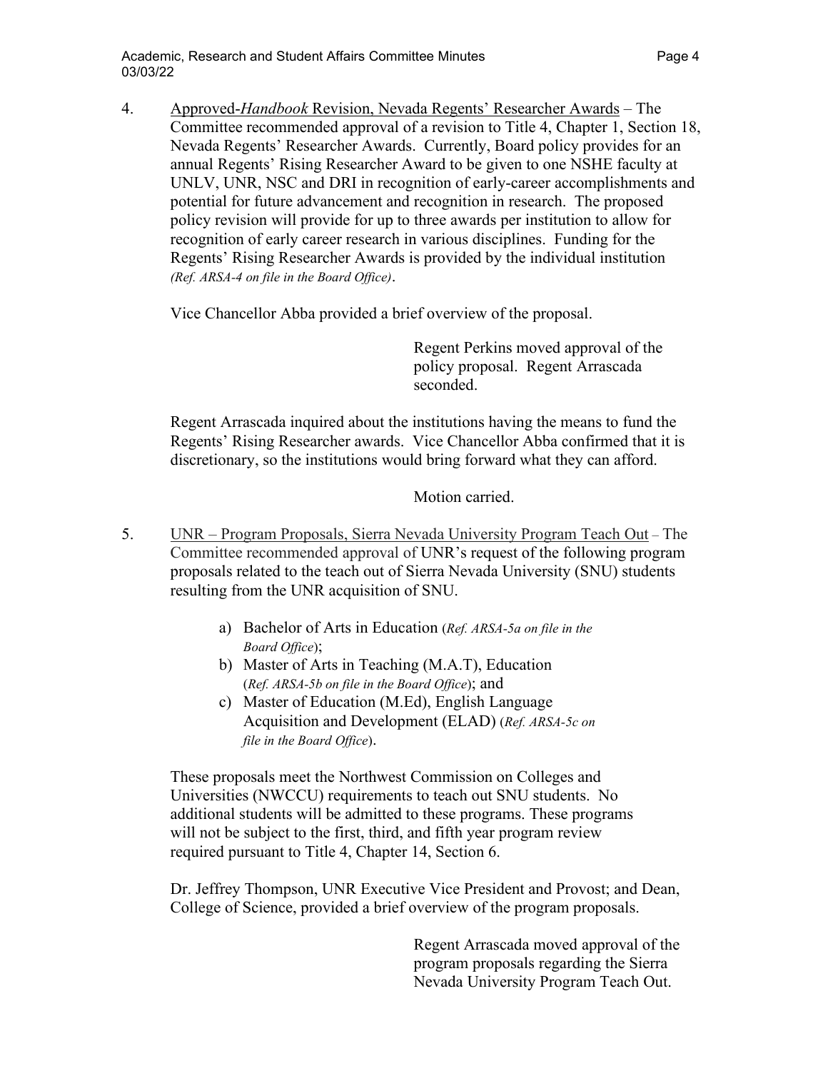4. Approved-*Handbook* Revision, Nevada Regents' Researcher Awards – The Committee recommended approval of a revision to Title 4, Chapter 1, Section 18, Nevada Regents' Researcher Awards. Currently, Board policy provides for an annual Regents' Rising Researcher Award to be given to one NSHE faculty at UNLV, UNR, NSC and DRI in recognition of early-career accomplishments and potential for future advancement and recognition in research. The proposed policy revision will provide for up to three awards per institution to allow for recognition of early career research in various disciplines. Funding for the Regents' Rising Researcher Awards is provided by the individual institution *(Ref. ARSA-4 on file in the Board Office)*.

   Vice Chancellor Abba provided a brief overview of the proposal.

   Regent Perkins moved approval of the policy proposal. Regent Arrascada seconded.

   Regent Arrascada inquired about the institutions having the means to fund the Regents' Rising Researcher awards. Vice Chancellor Abba confirmed that it is discretionary, so the institutions would bring forward what they can afford.

   Motion carried.

5. UNR – Program Proposals, Sierra Nevada University Program Teach Out – The Committee recommended approval of UNR's request of the following program proposals related to the teach out of Sierra Nevada University (SNU) students resulting from the UNR acquisition of SNU.

   a) Bachelor of Arts in Education (*Ref. ARSA-5a on file in the Board Office*);
   b) Master of Arts in Teaching (M.A.T), Education (*Ref. ARSA-5b on file in the Board Office*); and
   c) Master of Education (M.Ed), English Language Acquisition and Development (ELAD) (*Ref. ARSA-5c on file in the Board Office*).

   These proposals meet the Northwest Commission on Colleges and Universities (NWCCU) requirements to teach out SNU students. No additional students will be admitted to these programs. These programs will not be subject to the first, third, and fifth year program review required pursuant to Title 4, Chapter 14, Section 6.

   Dr. Jeffrey Thompson, UNR Executive Vice President and Provost; and Dean, College of Science, provided a brief overview of the program proposals.

   Regent Arrascada moved approval of the program proposals regarding the Sierra Nevada University Program Teach Out.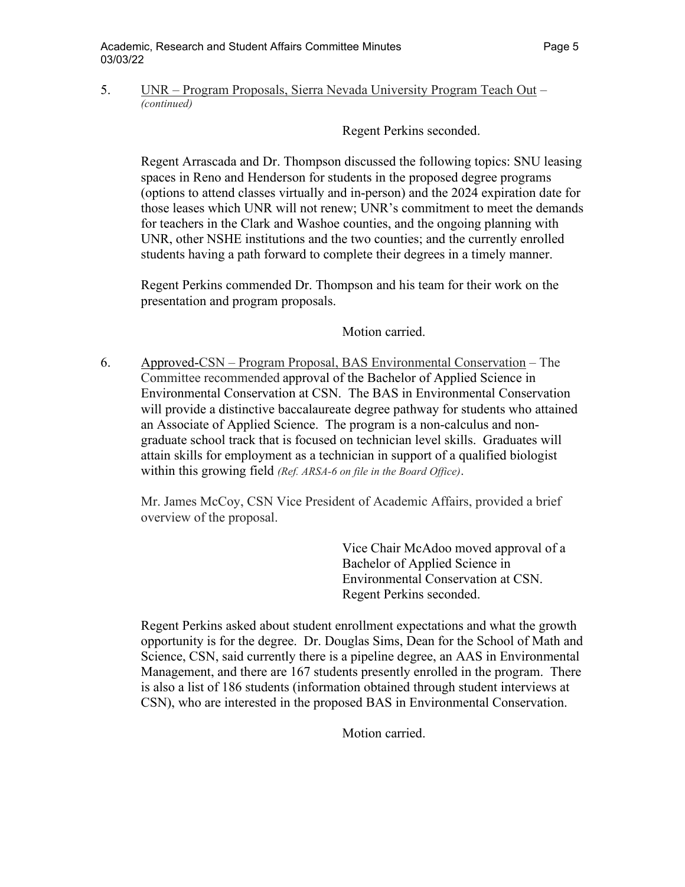5. UNR – Program Proposals, Sierra Nevada University Program Teach Out – *(continued)*

Regent Perkins seconded.

Regent Arrascada and Dr. Thompson discussed the following topics: SNU leasing spaces in Reno and Henderson for students in the proposed degree programs (options to attend classes virtually and in-person) and the 2024 expiration date for those leases which UNR will not renew; UNR's commitment to meet the demands for teachers in the Clark and Washoe counties, and the ongoing planning with UNR, other NSHE institutions and the two counties; and the currently enrolled students having a path forward to complete their degrees in a timely manner.

Regent Perkins commended Dr. Thompson and his team for their work on the presentation and program proposals.

Motion carried.

6. Approved-CSN – Program Proposal, BAS Environmental Conservation – The Committee recommended approval of the Bachelor of Applied Science in Environmental Conservation at CSN. The BAS in Environmental Conservation will provide a distinctive baccalaureate degree pathway for students who attained an Associate of Applied Science. The program is a non-calculus and non-graduate school track that is focused on technician level skills. Graduates will attain skills for employment as a technician in support of a qualified biologist within this growing field *(Ref. ARSA-6 on file in the Board Office)*.

Mr. James McCoy, CSN Vice President of Academic Affairs, provided a brief overview of the proposal.

Vice Chair McAdoo moved approval of a Bachelor of Applied Science in Environmental Conservation at CSN. Regent Perkins seconded.

Regent Perkins asked about student enrollment expectations and what the growth opportunity is for the degree. Dr. Douglas Sims, Dean for the School of Math and Science, CSN, said currently there is a pipeline degree, an AAS in Environmental Management, and there are 167 students presently enrolled in the program. There is also a list of 186 students (information obtained through student interviews at CSN), who are interested in the proposed BAS in Environmental Conservation.

Motion carried.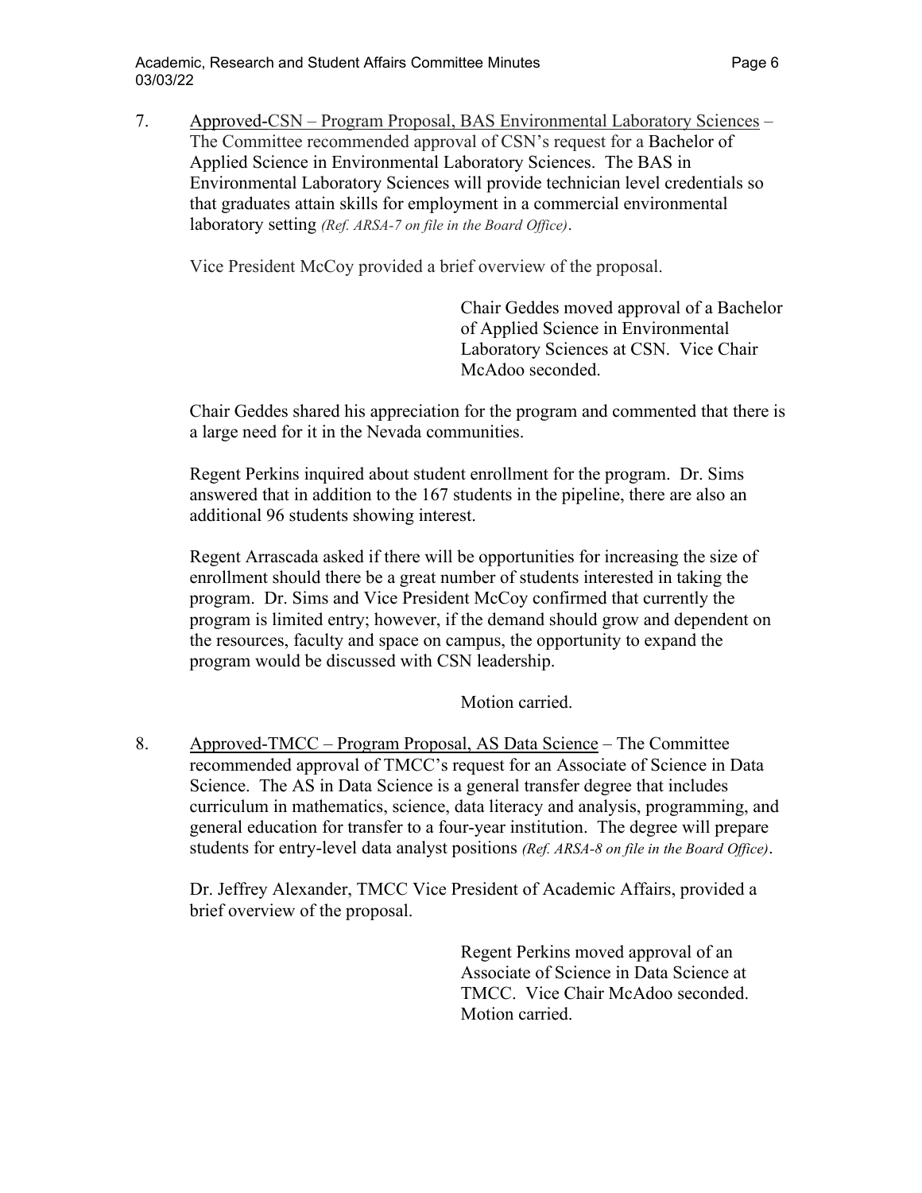7. Approved-CSN – Program Proposal, BAS Environmental Laboratory Sciences – The Committee recommended approval of CSN's request for a Bachelor of Applied Science in Environmental Laboratory Sciences. The BAS in Environmental Laboratory Sciences will provide technician level credentials so that graduates attain skills for employment in a commercial environmental laboratory setting *(Ref. ARSA-7 on file in the Board Office)*.

   Vice President McCoy provided a brief overview of the proposal.

   > Chair Geddes moved approval of a Bachelor of Applied Science in Environmental Laboratory Sciences at CSN. Vice Chair McAdoo seconded.

   Chair Geddes shared his appreciation for the program and commented that there is a large need for it in the Nevada communities.

   Regent Perkins inquired about student enrollment for the program. Dr. Sims answered that in addition to the 167 students in the pipeline, there are also an additional 96 students showing interest.

   Regent Arrascada asked if there will be opportunities for increasing the size of enrollment should there be a great number of students interested in taking the program. Dr. Sims and Vice President McCoy confirmed that currently the program is limited entry; however, if the demand should grow and dependent on the resources, faculty and space on campus, the opportunity to expand the program would be discussed with CSN leadership.

   > Motion carried.

8. Approved-TMCC – Program Proposal, AS Data Science – The Committee recommended approval of TMCC's request for an Associate of Science in Data Science. The AS in Data Science is a general transfer degree that includes curriculum in mathematics, science, data literacy and analysis, programming, and general education for transfer to a four-year institution. The degree will prepare students for entry-level data analyst positions *(Ref. ARSA-8 on file in the Board Office)*.

   Dr. Jeffrey Alexander, TMCC Vice President of Academic Affairs, provided a brief overview of the proposal.

   > Regent Perkins moved approval of an Associate of Science in Data Science at TMCC. Vice Chair McAdoo seconded. Motion carried.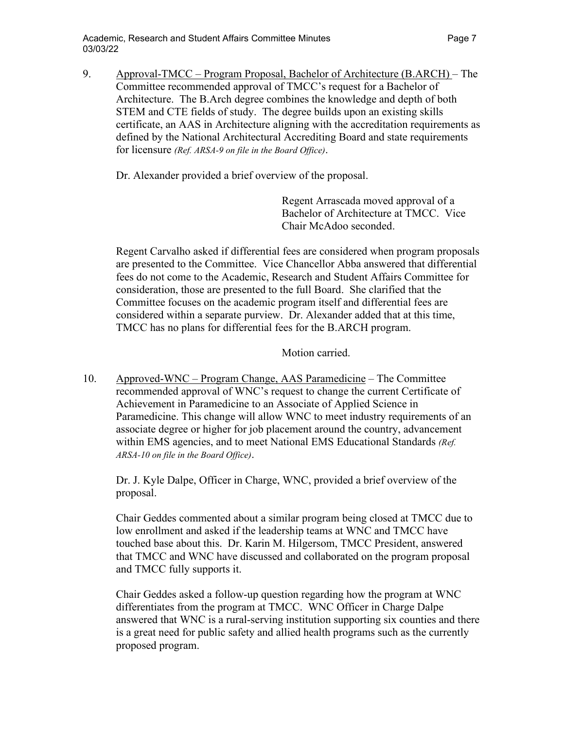9. <u>Approval-TMCC – Program Proposal, Bachelor of Architecture (B.ARCH)</u> – The Committee recommended approval of TMCC's request for a Bachelor of Architecture. The B.Arch degree combines the knowledge and depth of both STEM and CTE fields of study. The degree builds upon an existing skills certificate, an AAS in Architecture aligning with the accreditation requirements as defined by the National Architectural Accrediting Board and state requirements for licensure *(Ref. ARSA-9 on file in the Board Office)*.

   Dr. Alexander provided a brief overview of the proposal.

   > Regent Arrascada moved approval of a Bachelor of Architecture at TMCC. Vice Chair McAdoo seconded.

   Regent Carvalho asked if differential fees are considered when program proposals are presented to the Committee. Vice Chancellor Abba answered that differential fees do not come to the Academic, Research and Student Affairs Committee for consideration, those are presented to the full Board. She clarified that the Committee focuses on the academic program itself and differential fees are considered within a separate purview. Dr. Alexander added that at this time, TMCC has no plans for differential fees for the B.ARCH program.

   > Motion carried.

10. <u>Approved-WNC – Program Change, AAS Paramedicine</u> – The Committee recommended approval of WNC's request to change the current Certificate of Achievement in Paramedicine to an Associate of Applied Science in Paramedicine. This change will allow WNC to meet industry requirements of an associate degree or higher for job placement around the country, advancement within EMS agencies, and to meet National EMS Educational Standards *(Ref. ARSA-10 on file in the Board Office)*.

    Dr. J. Kyle Dalpe, Officer in Charge, WNC, provided a brief overview of the proposal.

    Chair Geddes commented about a similar program being closed at TMCC due to low enrollment and asked if the leadership teams at WNC and TMCC have touched base about this. Dr. Karin M. Hilgersom, TMCC President, answered that TMCC and WNC have discussed and collaborated on the program proposal and TMCC fully supports it.

    Chair Geddes asked a follow-up question regarding how the program at WNC differentiates from the program at TMCC. WNC Officer in Charge Dalpe answered that WNC is a rural-serving institution supporting six counties and there is a great need for public safety and allied health programs such as the currently proposed program.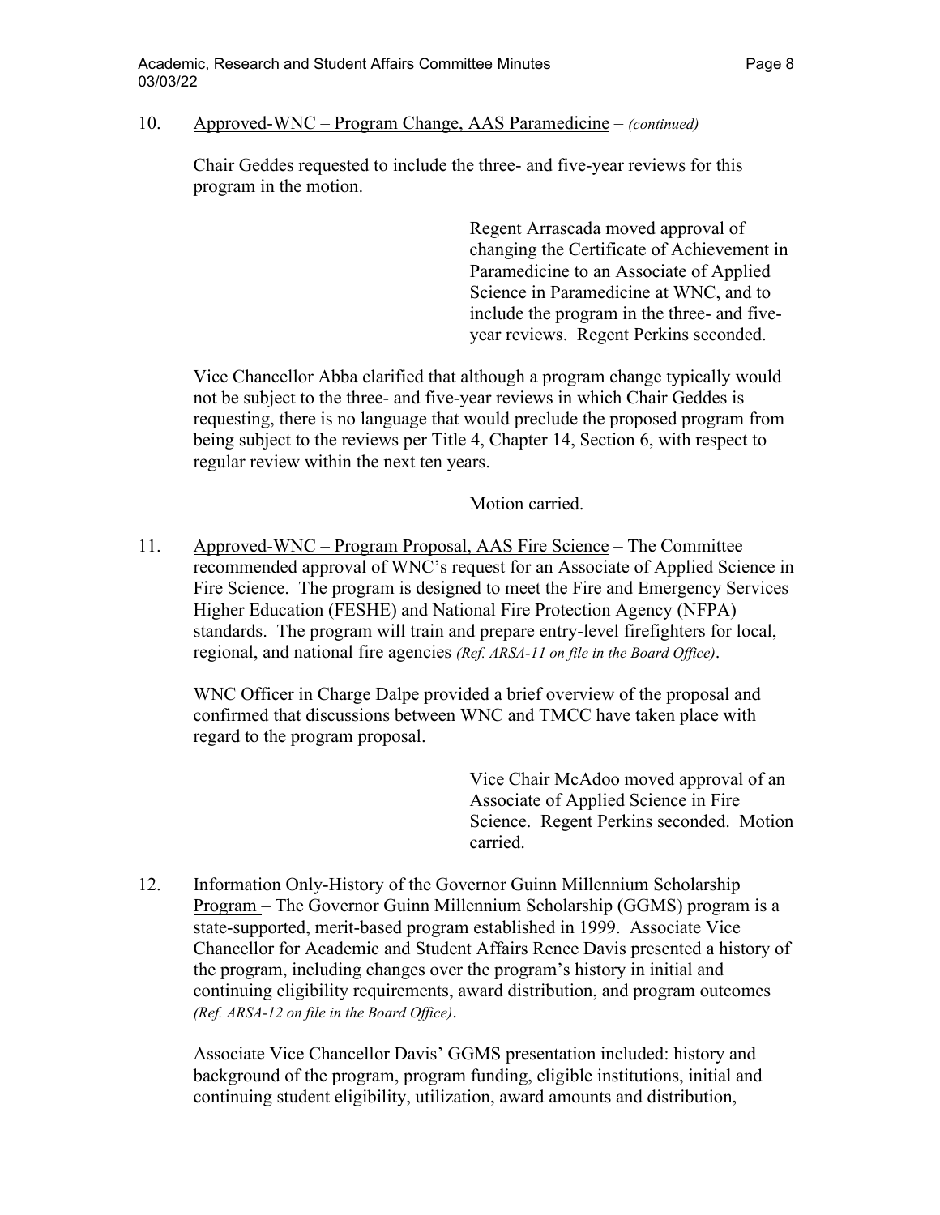10. Approved-WNC – Program Change, AAS Paramedicine – *(continued)*

    Chair Geddes requested to include the three- and five-year reviews for this program in the motion.

    > Regent Arrascada moved approval of changing the Certificate of Achievement in Paramedicine to an Associate of Applied Science in Paramedicine at WNC, and to include the program in the three- and five-year reviews. Regent Perkins seconded.

    Vice Chancellor Abba clarified that although a program change typically would not be subject to the three- and five-year reviews in which Chair Geddes is requesting, there is no language that would preclude the proposed program from being subject to the reviews per Title 4, Chapter 14, Section 6, with respect to regular review within the next ten years.

    > Motion carried.

11. Approved-WNC – Program Proposal, AAS Fire Science – The Committee recommended approval of WNC's request for an Associate of Applied Science in Fire Science. The program is designed to meet the Fire and Emergency Services Higher Education (FESHE) and National Fire Protection Agency (NFPA) standards. The program will train and prepare entry-level firefighters for local, regional, and national fire agencies *(Ref. ARSA-11 on file in the Board Office)*.

    WNC Officer in Charge Dalpe provided a brief overview of the proposal and confirmed that discussions between WNC and TMCC have taken place with regard to the program proposal.

    > Vice Chair McAdoo moved approval of an Associate of Applied Science in Fire Science. Regent Perkins seconded. Motion carried.

12. Information Only-History of the Governor Guinn Millennium Scholarship Program – The Governor Guinn Millennium Scholarship (GGMS) program is a state-supported, merit-based program established in 1999. Associate Vice Chancellor for Academic and Student Affairs Renee Davis presented a history of the program, including changes over the program's history in initial and continuing eligibility requirements, award distribution, and program outcomes *(Ref. ARSA-12 on file in the Board Office)*.

    Associate Vice Chancellor Davis' GGMS presentation included: history and background of the program, program funding, eligible institutions, initial and continuing student eligibility, utilization, award amounts and distribution,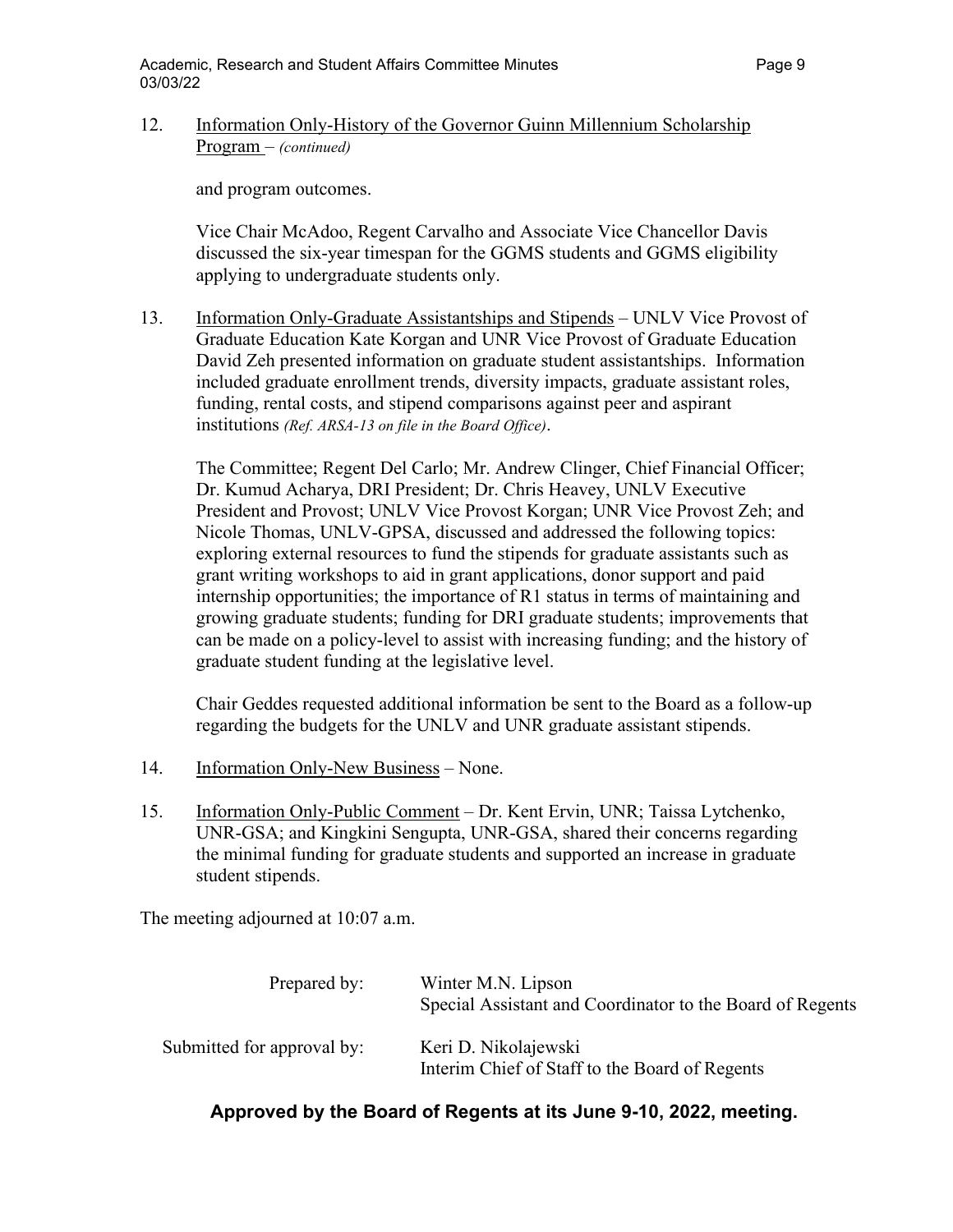12. Information Only-History of the Governor Guinn Millennium Scholarship Program – *(continued)*

    and program outcomes.

    Vice Chair McAdoo, Regent Carvalho and Associate Vice Chancellor Davis discussed the six-year timespan for the GGMS students and GGMS eligibility applying to undergraduate students only.

13. Information Only-Graduate Assistantships and Stipends – UNLV Vice Provost of Graduate Education Kate Korgan and UNR Vice Provost of Graduate Education David Zeh presented information on graduate student assistantships. Information included graduate enrollment trends, diversity impacts, graduate assistant roles, funding, rental costs, and stipend comparisons against peer and aspirant institutions *(Ref. ARSA-13 on file in the Board Office)*.

    The Committee; Regent Del Carlo; Mr. Andrew Clinger, Chief Financial Officer; Dr. Kumud Acharya, DRI President; Dr. Chris Heavey, UNLV Executive President and Provost; UNLV Vice Provost Korgan; UNR Vice Provost Zeh; and Nicole Thomas, UNLV-GPSA, discussed and addressed the following topics: exploring external resources to fund the stipends for graduate assistants such as grant writing workshops to aid in grant applications, donor support and paid internship opportunities; the importance of R1 status in terms of maintaining and growing graduate students; funding for DRI graduate students; improvements that can be made on a policy-level to assist with increasing funding; and the history of graduate student funding at the legislative level.

    Chair Geddes requested additional information be sent to the Board as a follow-up regarding the budgets for the UNLV and UNR graduate assistant stipends.

14. Information Only-New Business – None.

15. Information Only-Public Comment – Dr. Kent Ervin, UNR; Taissa Lytchenko, UNR-GSA; and Kingkini Sengupta, UNR-GSA, shared their concerns regarding the minimal funding for graduate students and supported an increase in graduate student stipends.

The meeting adjourned at 10:07 a.m.

| | |
|---|---|
| Prepared by: | Winter M.N. Lipson<br>Special Assistant and Coordinator to the Board of Regents |
| Submitted for approval by: | Keri D. Nikolajewski<br>Interim Chief of Staff to the Board of Regents |

**Approved by the Board of Regents at its June 9-10, 2022, meeting.**